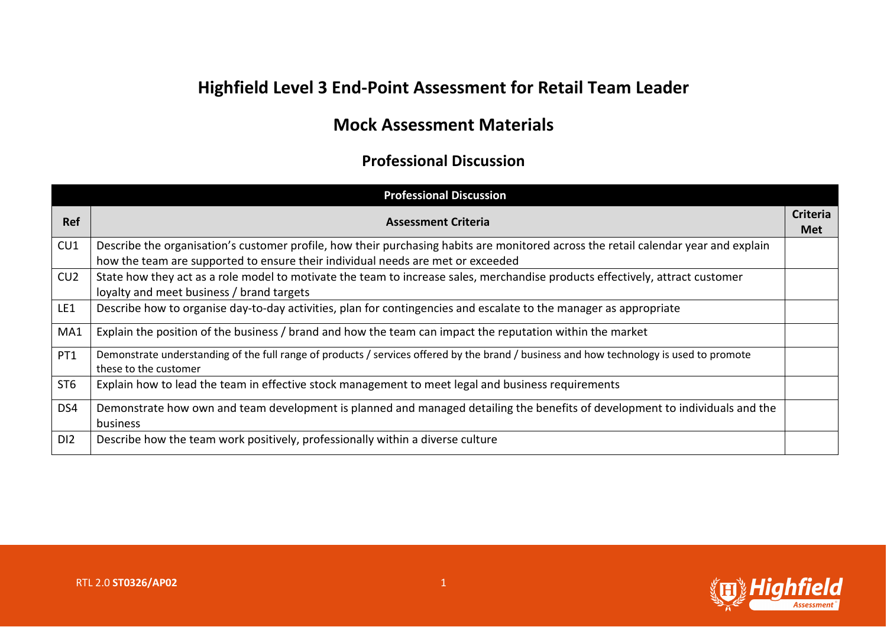# Highfield Level 3 End-Point Assessment for Retail Team Leader

## Mock Assessment Materials

### Professional Discussion

| Professional Discussion | | |
|---|---|---|
| **Ref** | **Assessment Criteria** | **Criteria Met** |
| CU1 | Describe the organisation's customer profile, how their purchasing habits are monitored across the retail calendar year and explain how the team are supported to ensure their individual needs are met or exceeded | |
| CU2 | State how they act as a role model to motivate the team to increase sales, merchandise products effectively, attract customer loyalty and meet business / brand targets | |
| LE1 | Describe how to organise day-to-day activities, plan for contingencies and escalate to the manager as appropriate | |
| MA1 | Explain the position of the business / brand and how the team can impact the reputation within the market | |
| PT1 | Demonstrate understanding of the full range of products / services offered by the brand / business and how technology is used to promote these to the customer | |
| ST6 | Explain how to lead the team in effective stock management to meet legal and business requirements | |
| DS4 | Demonstrate how own and team development is planned and managed detailing the benefits of development to individuals and the business | |
| DI2 | Describe how the team work positively, professionally within a diverse culture | |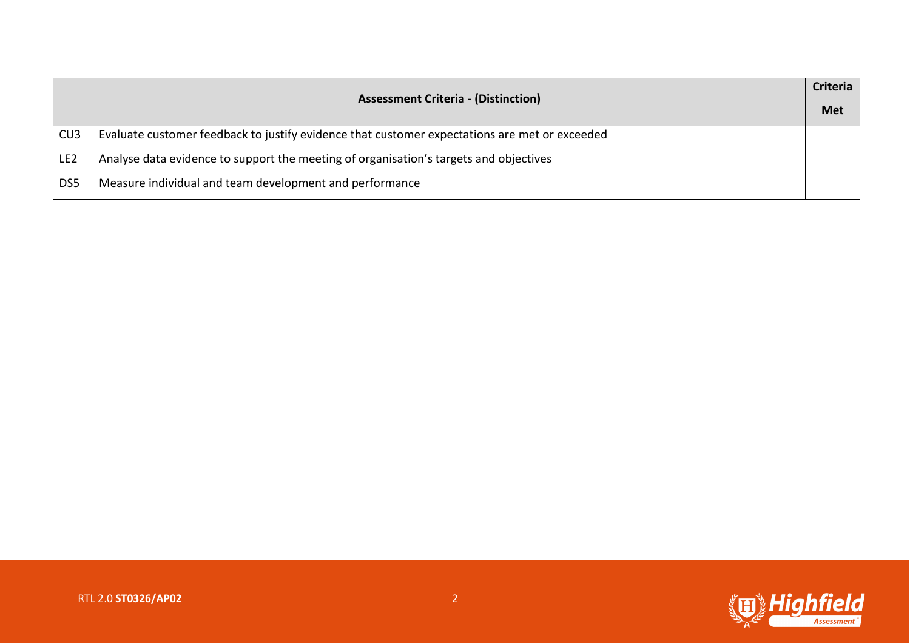| | Assessment Criteria - (Distinction) | Criteria Met |
|---|---|---|
| CU3 | Evaluate customer feedback to justify evidence that customer expectations are met or exceeded | |
| LE2 | Analyse data evidence to support the meeting of organisation's targets and objectives | |
| DS5 | Measure individual and team development and performance | |